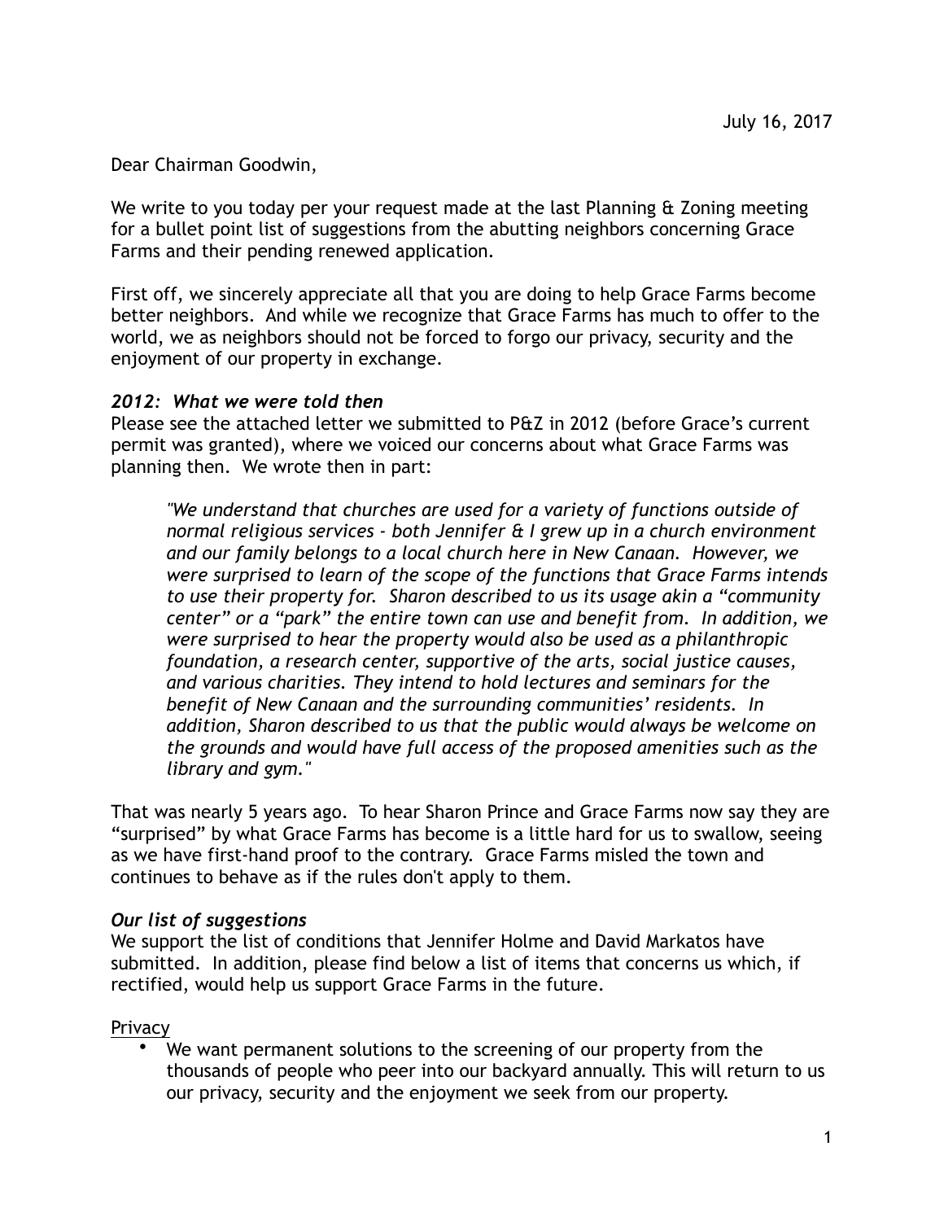July 16, 2017

Dear Chairman Goodwin,

We write to you today per your request made at the last Planning & Zoning meeting for a bullet point list of suggestions from the abutting neighbors concerning Grace Farms and their pending renewed application.

First off, we sincerely appreciate all that you are doing to help Grace Farms become better neighbors. And while we recognize that Grace Farms has much to offer to the world, we as neighbors should not be forced to forgo our privacy, security and the enjoyment of our property in exchange.

### *2012: What we were told then*

Please see the attached letter we submitted to P&Z in 2012 (before Grace's current permit was granted), where we voiced our concerns about what Grace Farms was planning then. We wrote then in part:

> *"We understand that churches are used for a variety of functions outside of normal religious services - both Jennifer & I grew up in a church environment and our family belongs to a local church here in New Canaan. However, we were surprised to learn of the scope of the functions that Grace Farms intends to use their property for. Sharon described to us its usage akin a "community center" or a "park" the entire town can use and benefit from. In addition, we were surprised to hear the property would also be used as a philanthropic foundation, a research center, supportive of the arts, social justice causes, and various charities. They intend to hold lectures and seminars for the benefit of New Canaan and the surrounding communities' residents. In addition, Sharon described to us that the public would always be welcome on the grounds and would have full access of the proposed amenities such as the library and gym."*

That was nearly 5 years ago. To hear Sharon Prince and Grace Farms now say they are "surprised" by what Grace Farms has become is a little hard for us to swallow, seeing as we have first-hand proof to the contrary. Grace Farms misled the town and continues to behave as if the rules don't apply to them.

### *Our list of suggestions*

We support the list of conditions that Jennifer Holme and David Markatos have submitted. In addition, please find below a list of items that concerns us which, if rectified, would help us support Grace Farms in the future.

<u>Privacy</u>

- We want permanent solutions to the screening of our property from the thousands of people who peer into our backyard annually. This will return to us our privacy, security and the enjoyment we seek from our property.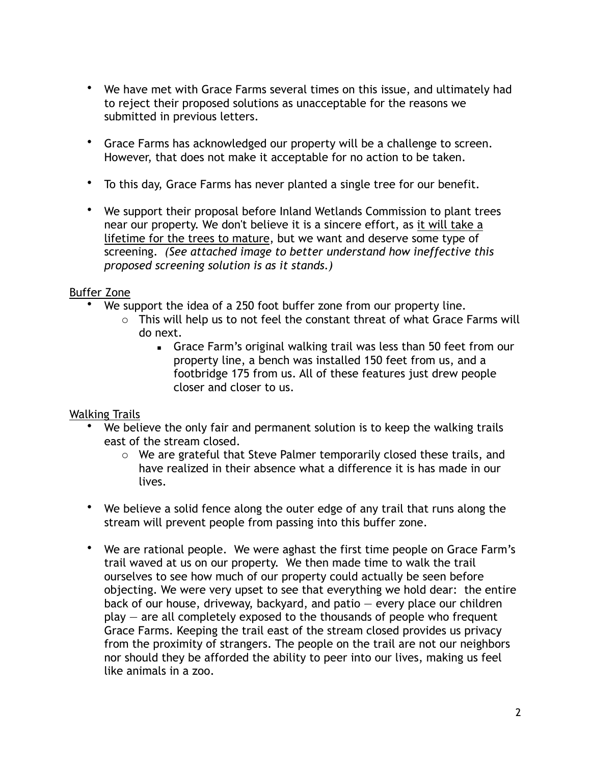- We have met with Grace Farms several times on this issue, and ultimately had to reject their proposed solutions as unacceptable for the reasons we submitted in previous letters.

- Grace Farms has acknowledged our property will be a challenge to screen. However, that does not make it acceptable for no action to be taken.

- To this day, Grace Farms has never planted a single tree for our benefit.

- We support their proposal before Inland Wetlands Commission to plant trees near our property. We don't believe it is a sincere effort, as <u>it will take a lifetime for the trees to mature</u>, but we want and deserve some type of screening. *(See attached image to better understand how ineffective this proposed screening solution is as it stands.)*

<u>Buffer Zone</u>

- We support the idea of a 250 foot buffer zone from our property line.
  - This will help us to not feel the constant threat of what Grace Farms will do next.
    - Grace Farm's original walking trail was less than 50 feet from our property line, a bench was installed 150 feet from us, and a footbridge 175 from us. All of these features just drew people closer and closer to us.

<u>Walking Trails</u>

- We believe the only fair and permanent solution is to keep the walking trails east of the stream closed.
  - We are grateful that Steve Palmer temporarily closed these trails, and have realized in their absence what a difference it is has made in our lives.

- We believe a solid fence along the outer edge of any trail that runs along the stream will prevent people from passing into this buffer zone.

- We are rational people. We were aghast the first time people on Grace Farm's trail waved at us on our property. We then made time to walk the trail ourselves to see how much of our property could actually be seen before objecting. We were very upset to see that everything we hold dear: the entire back of our house, driveway, backyard, and patio — every place our children play — are all completely exposed to the thousands of people who frequent Grace Farms. Keeping the trail east of the stream closed provides us privacy from the proximity of strangers. The people on the trail are not our neighbors nor should they be afforded the ability to peer into our lives, making us feel like animals in a zoo.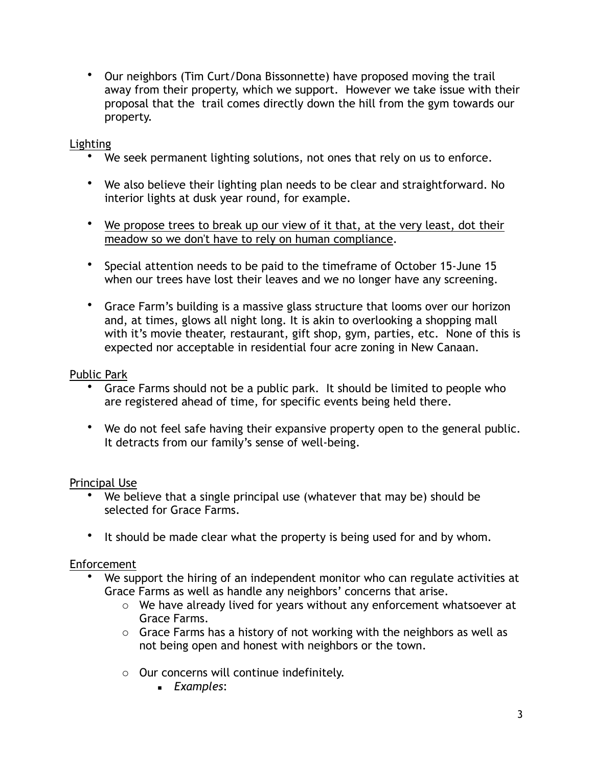- Our neighbors (Tim Curt/Dona Bissonnette) have proposed moving the trail away from their property, which we support. However we take issue with their proposal that the trail comes directly down the hill from the gym towards our property.

<u>Lighting</u>

- We seek permanent lighting solutions, not ones that rely on us to enforce.
- We also believe their lighting plan needs to be clear and straightforward. No interior lights at dusk year round, for example.
- <u>We propose trees to break up our view of it that, at the very least, dot their meadow so we don't have to rely on human compliance</u>.
- Special attention needs to be paid to the timeframe of October 15-June 15 when our trees have lost their leaves and we no longer have any screening.
- Grace Farm's building is a massive glass structure that looms over our horizon and, at times, glows all night long. It is akin to overlooking a shopping mall with it's movie theater, restaurant, gift shop, gym, parties, etc. None of this is expected nor acceptable in residential four acre zoning in New Canaan.

<u>Public Park</u>

- Grace Farms should not be a public park. It should be limited to people who are registered ahead of time, for specific events being held there.
- We do not feel safe having their expansive property open to the general public. It detracts from our family's sense of well-being.

<u>Principal Use</u>

- We believe that a single principal use (whatever that may be) should be selected for Grace Farms.
- It should be made clear what the property is being used for and by whom.

<u>Enforcement</u>

- We support the hiring of an independent monitor who can regulate activities at Grace Farms as well as handle any neighbors' concerns that arise.
  - We have already lived for years without any enforcement whatsoever at Grace Farms.
  - Grace Farms has a history of not working with the neighbors as well as not being open and honest with neighbors or the town.
  - Our concerns will continue indefinitely.
    - *Examples*: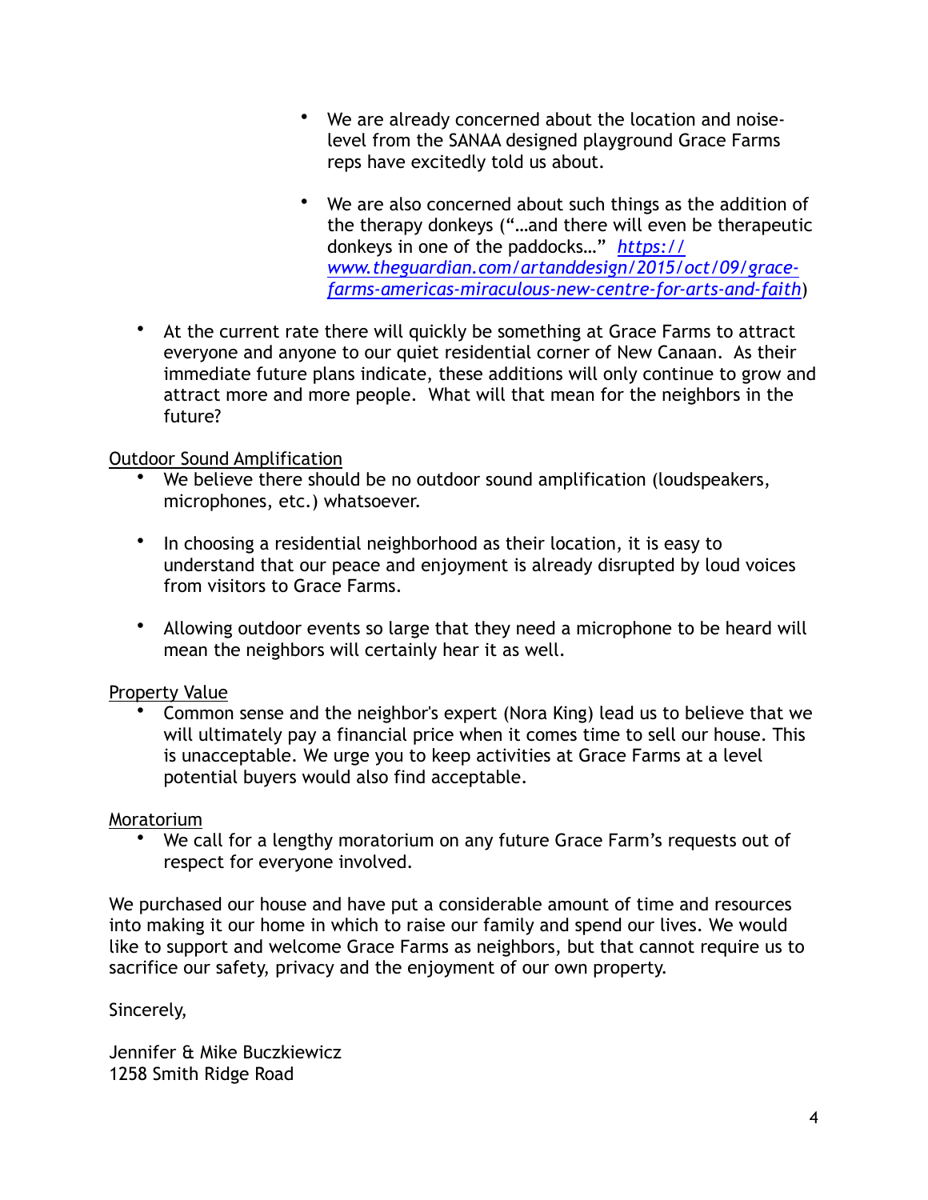- We are already concerned about the location and noise-level from the SANAA designed playground Grace Farms reps have excitedly told us about.

  - We are also concerned about such things as the addition of the therapy donkeys ("…and there will even be therapeutic donkeys in one of the paddocks…" *https://www.theguardian.com/artanddesign/2015/oct/09/grace-farms-americas-miraculous-new-centre-for-arts-and-faith*)

- At the current rate there will quickly be something at Grace Farms to attract everyone and anyone to our quiet residential corner of New Canaan. As their immediate future plans indicate, these additions will only continue to grow and attract more and more people. What will that mean for the neighbors in the future?

Outdoor Sound Amplification

- We believe there should be no outdoor sound amplification (loudspeakers, microphones, etc.) whatsoever.

- In choosing a residential neighborhood as their location, it is easy to understand that our peace and enjoyment is already disrupted by loud voices from visitors to Grace Farms.

- Allowing outdoor events so large that they need a microphone to be heard will mean the neighbors will certainly hear it as well.

Property Value

- Common sense and the neighbor's expert (Nora King) lead us to believe that we will ultimately pay a financial price when it comes time to sell our house. This is unacceptable. We urge you to keep activities at Grace Farms at a level potential buyers would also find acceptable.

Moratorium

- We call for a lengthy moratorium on any future Grace Farm's requests out of respect for everyone involved.

We purchased our house and have put a considerable amount of time and resources into making it our home in which to raise our family and spend our lives. We would like to support and welcome Grace Farms as neighbors, but that cannot require us to sacrifice our safety, privacy and the enjoyment of our own property.

Sincerely,

Jennifer & Mike Buczkiewicz
1258 Smith Ridge Road